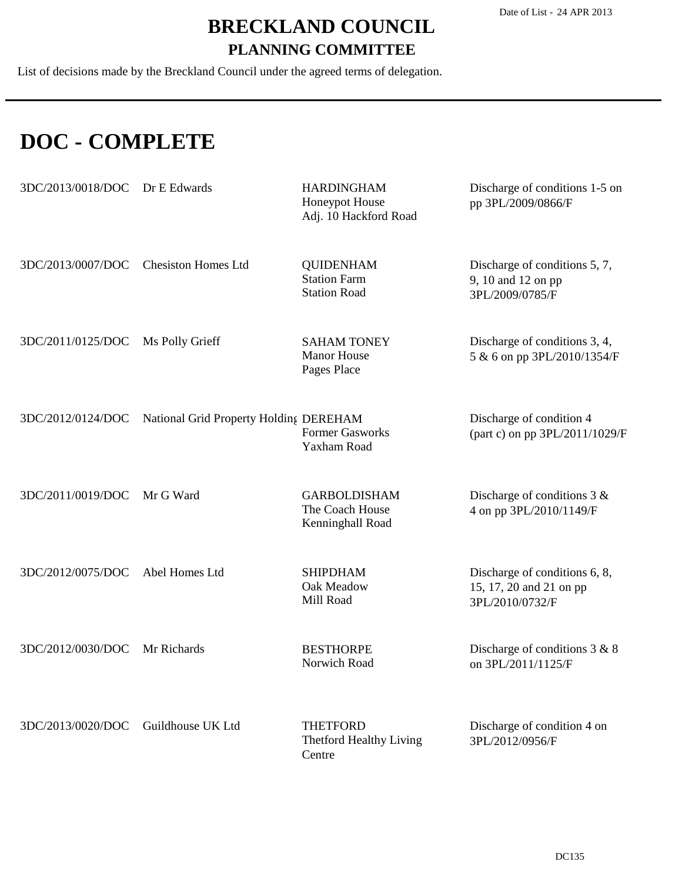Date of List - 24 APR 2013

# BRECKLAND COUNCIL

## PLANNING COMMITTEE

List of decisions made by the Breckland Council under the agreed terms of delegation.

# DOC - COMPLETE

| Reference | Applicant | Location | Proposal |
|---|---|---|---|
| 3DC/2013/0018/DOC | Dr E Edwards | HARDINGHAM<br>Honeypot House<br>Adj. 10 Hackford Road | Discharge of conditions 1-5 on pp 3PL/2009/0866/F |
| 3DC/2013/0007/DOC | Chesiston Homes Ltd | QUIDENHAM<br>Station Farm<br>Station Road | Discharge of conditions 5, 7, 9, 10 and 12 on pp 3PL/2009/0785/F |
| 3DC/2011/0125/DOC | Ms Polly Grieff | SAHAM TONEY<br>Manor House<br>Pages Place | Discharge of conditions 3, 4, 5 & 6 on pp 3PL/2010/1354/F |
| 3DC/2012/0124/DOC | National Grid Property Holding | DEREHAM<br>Former Gasworks<br>Yaxham Road | Discharge of condition 4 (part c) on pp 3PL/2011/1029/F |
| 3DC/2011/0019/DOC | Mr G Ward | GARBOLDISHAM<br>The Coach House<br>Kenninghall Road | Discharge of conditions 3 & 4 on pp 3PL/2010/1149/F |
| 3DC/2012/0075/DOC | Abel Homes Ltd | SHIPDHAM<br>Oak Meadow<br>Mill Road | Discharge of conditions 6, 8, 15, 17, 20 and 21 on pp 3PL/2010/0732/F |
| 3DC/2012/0030/DOC | Mr Richards | BESTHORPE<br>Norwich Road | Discharge of conditions 3 & 8 on 3PL/2011/1125/F |
| 3DC/2013/0020/DOC | Guildhouse UK Ltd | THETFORD<br>Thetford Healthy Living Centre | Discharge of condition 4 on 3PL/2012/0956/F |

DC135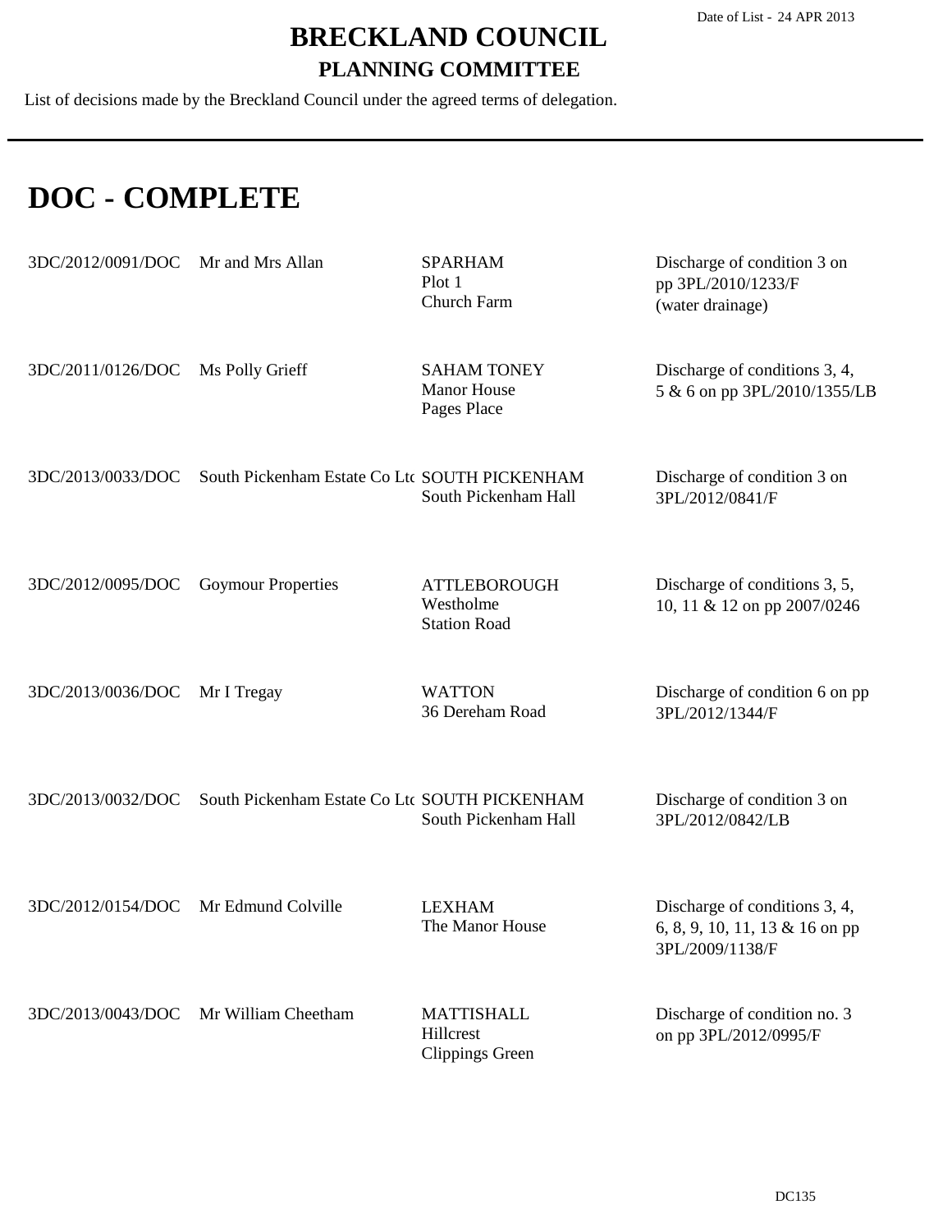Date of List - 24 APR 2013

# BRECKLAND COUNCIL

## PLANNING COMMITTEE

List of decisions made by the Breckland Council under the agreed terms of delegation.

# DOC - COMPLETE

| | | | |
|---|---|---|---|
| 3DC/2012/0091/DOC | Mr and Mrs Allan | SPARHAM Plot 1 Church Farm | Discharge of condition 3 on pp 3PL/2010/1233/F (water drainage) |
| 3DC/2011/0126/DOC | Ms Polly Grieff | SAHAM TONEY Manor House Pages Place | Discharge of conditions 3, 4, 5 & 6 on pp 3PL/2010/1355/LB |
| 3DC/2013/0033/DOC | South Pickenham Estate Co Ltc | SOUTH PICKENHAM South Pickenham Hall | Discharge of condition 3 on 3PL/2012/0841/F |
| 3DC/2012/0095/DOC | Goymour Properties | ATTLEBOROUGH Westholme Station Road | Discharge of conditions 3, 5, 10, 11 & 12 on pp 2007/0246 |
| 3DC/2013/0036/DOC | Mr I Tregay | WATTON 36 Dereham Road | Discharge of condition 6 on pp 3PL/2012/1344/F |
| 3DC/2013/0032/DOC | South Pickenham Estate Co Ltc | SOUTH PICKENHAM South Pickenham Hall | Discharge of condition 3 on 3PL/2012/0842/LB |
| 3DC/2012/0154/DOC | Mr Edmund Colville | LEXHAM The Manor House | Discharge of conditions 3, 4, 6, 8, 9, 10, 11, 13 & 16 on pp 3PL/2009/1138/F |
| 3DC/2013/0043/DOC | Mr William Cheetham | MATTISHALL Hillcrest Clippings Green | Discharge of condition no. 3 on pp 3PL/2012/0995/F |

DC135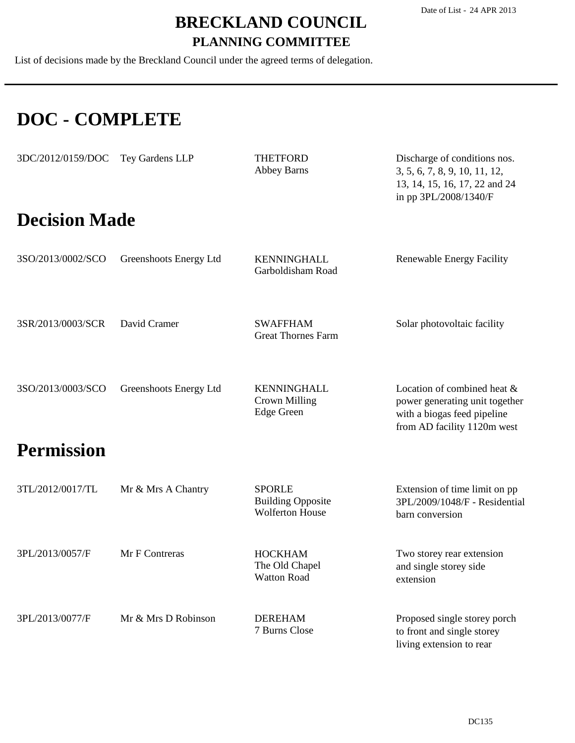# BRECKLAND COUNCIL

## PLANNING COMMITTEE

Date of List - 24 APR 2013

List of decisions made by the Breckland Council under the agreed terms of delegation.

# DOC - COMPLETE

| | | | |
|---|---|---|---|
| 3DC/2012/0159/DOC | Tey Gardens LLP | THETFORD<br>Abbey Barns | Discharge of conditions nos. 3, 5, 6, 7, 8, 9, 10, 11, 12, 13, 14, 15, 16, 17, 22 and 24 in pp 3PL/2008/1340/F |

# Decision Made

| | | | |
|---|---|---|---|
| 3SO/2013/0002/SCO | Greenshoots Energy Ltd | KENNINGHALL<br>Garboldisham Road | Renewable Energy Facility |
| 3SR/2013/0003/SCR | David Cramer | SWAFFHAM<br>Great Thornes Farm | Solar photovoltaic facility |
| 3SO/2013/0003/SCO | Greenshoots Energy Ltd | KENNINGHALL<br>Crown Milling<br>Edge Green | Location of combined heat & power generating unit together with a biogas feed pipeline from AD facility 1120m west |

# Permission

| | | | |
|---|---|---|---|
| 3TL/2012/0017/TL | Mr & Mrs A Chantry | SPORLE<br>Building Opposite<br>Wolferton House | Extension of time limit on pp 3PL/2009/1048/F - Residential barn conversion |
| 3PL/2013/0057/F | Mr F Contreras | HOCKHAM<br>The Old Chapel<br>Watton Road | Two storey rear extension and single storey side extension |
| 3PL/2013/0077/F | Mr & Mrs D Robinson | DEREHAM<br>7 Burns Close | Proposed single storey porch to front and single storey living extension to rear |

DC135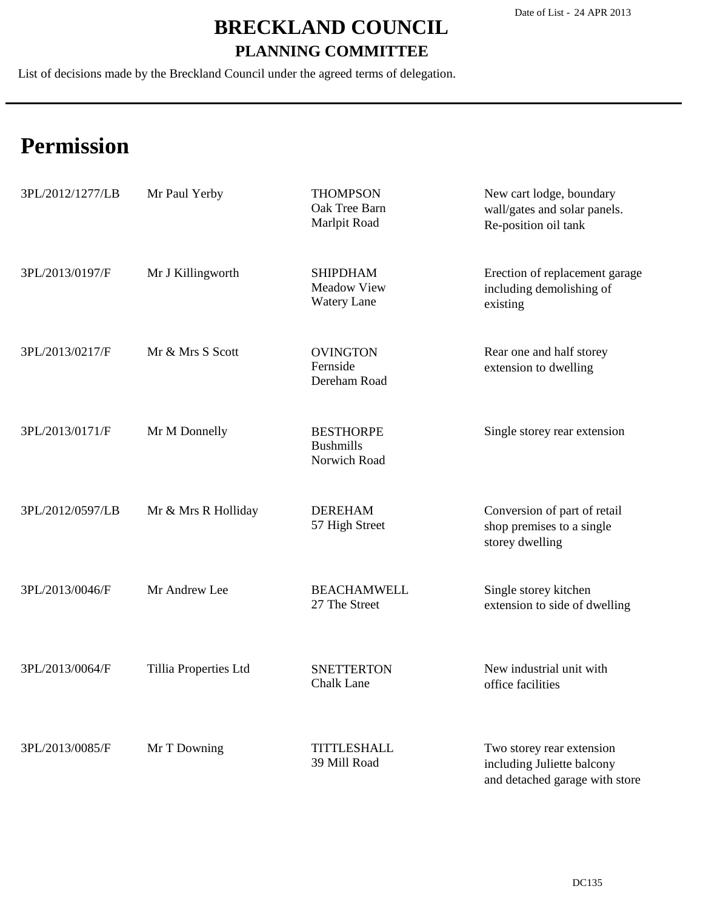Date of List - 24 APR 2013

# BRECKLAND COUNCIL

## PLANNING COMMITTEE

List of decisions made by the Breckland Council under the agreed terms of delegation.

# Permission

| | | | |
|---|---|---|---|
| 3PL/2012/1277/LB | Mr Paul Yerby | THOMPSON<br>Oak Tree Barn<br>Marlpit Road | New cart lodge, boundary wall/gates and solar panels. Re-position oil tank |
| 3PL/2013/0197/F | Mr J Killingworth | SHIPDHAM<br>Meadow View<br>Watery Lane | Erection of replacement garage including demolishing of existing |
| 3PL/2013/0217/F | Mr & Mrs S Scott | OVINGTON<br>Fernside<br>Dereham Road | Rear one and half storey extension to dwelling |
| 3PL/2013/0171/F | Mr M Donnelly | BESTHORPE<br>Bushmills<br>Norwich Road | Single storey rear extension |
| 3PL/2012/0597/LB | Mr & Mrs R Holliday | DEREHAM<br>57 High Street | Conversion of part of retail shop premises to a single storey dwelling |
| 3PL/2013/0046/F | Mr Andrew Lee | BEACHAMWELL<br>27 The Street | Single storey kitchen extension to side of dwelling |
| 3PL/2013/0064/F | Tillia Properties Ltd | SNETTERTON<br>Chalk Lane | New industrial unit with office facilities |
| 3PL/2013/0085/F | Mr T Downing | TITTLESHALL<br>39 Mill Road | Two storey rear extension including Juliette balcony and detached garage with store |

DC135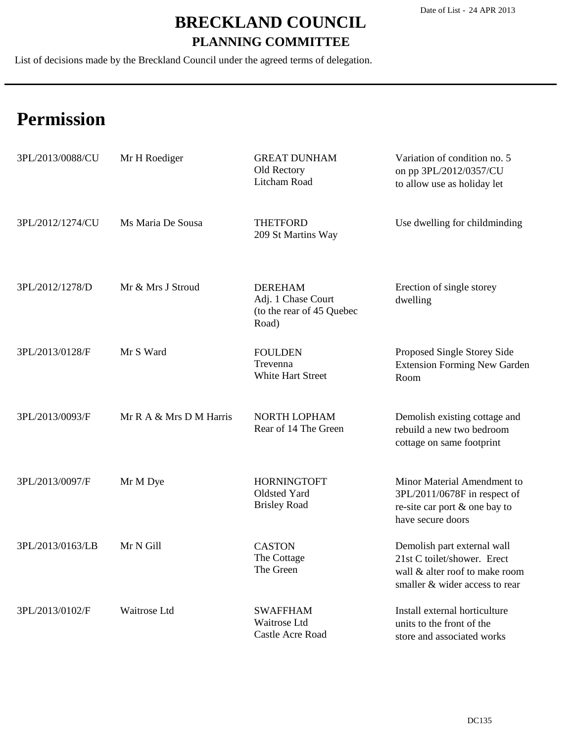# BRECKLAND COUNCIL

## PLANNING COMMITTEE

Date of List - 24 APR 2013

List of decisions made by the Breckland Council under the agreed terms of delegation.

# Permission

| | | | |
|---|---|---|---|
| 3PL/2013/0088/CU | Mr H Roediger | GREAT DUNHAM<br>Old Rectory<br>Litcham Road | Variation of condition no. 5 on pp 3PL/2012/0357/CU to allow use as holiday let |
| 3PL/2012/1274/CU | Ms Maria De Sousa | THETFORD<br>209 St Martins Way | Use dwelling for childminding |
| 3PL/2012/1278/D | Mr & Mrs J Stroud | DEREHAM<br>Adj. 1 Chase Court<br>(to the rear of 45 Quebec Road) | Erection of single storey dwelling |
| 3PL/2013/0128/F | Mr S Ward | FOULDEN<br>Trevenna<br>White Hart Street | Proposed Single Storey Side Extension Forming New Garden Room |
| 3PL/2013/0093/F | Mr R A & Mrs D M Harris | NORTH LOPHAM<br>Rear of 14 The Green | Demolish existing cottage and rebuild a new two bedroom cottage on same footprint |
| 3PL/2013/0097/F | Mr M Dye | HORNINGTOFT<br>Oldsted Yard<br>Brisley Road | Minor Material Amendment to 3PL/2011/0678F in respect of re-site car port & one bay to have secure doors |
| 3PL/2013/0163/LB | Mr N Gill | CASTON<br>The Cottage<br>The Green | Demolish part external wall 21st C toilet/shower. Erect wall & alter roof to make room smaller & wider access to rear |
| 3PL/2013/0102/F | Waitrose Ltd | SWAFFHAM<br>Waitrose Ltd<br>Castle Acre Road | Install external horticulture units to the front of the store and associated works |

DC135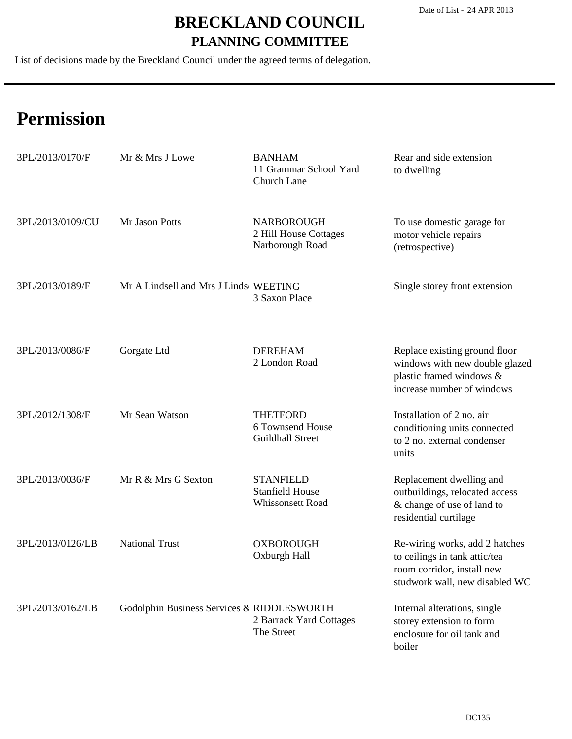# BRECKLAND COUNCIL

## PLANNING COMMITTEE

Date of List - 24 APR 2013

List of decisions made by the Breckland Council under the agreed terms of delegation.

# Permission

| | | | |
|---|---|---|---|
| 3PL/2013/0170/F | Mr & Mrs J Lowe | BANHAM<br>11 Grammar School Yard<br>Church Lane | Rear and side extension to dwelling |
| 3PL/2013/0109/CU | Mr Jason Potts | NARBOROUGH<br>2 Hill House Cottages<br>Narborough Road | To use domestic garage for motor vehicle repairs (retrospective) |
| 3PL/2013/0189/F | Mr A Lindsell and Mrs J Linds | WEETING<br>3 Saxon Place | Single storey front extension |
| 3PL/2013/0086/F | Gorgate Ltd | DEREHAM<br>2 London Road | Replace existing ground floor windows with new double glazed plastic framed windows & increase number of windows |
| 3PL/2012/1308/F | Mr Sean Watson | THETFORD<br>6 Townsend House<br>Guildhall Street | Installation of 2 no. air conditioning units connected to 2 no. external condenser units |
| 3PL/2013/0036/F | Mr R & Mrs G Sexton | STANFIELD<br>Stanfield House<br>Whissonsett Road | Replacement dwelling and outbuildings, relocated access & change of use of land to residential curtilage |
| 3PL/2013/0126/LB | National Trust | OXBOROUGH<br>Oxburgh Hall | Re-wiring works, add 2 hatches to ceilings in tank attic/tea room corridor, install new studwork wall, new disabled WC |
| 3PL/2013/0162/LB | Godolphin Business Services & | RIDDLESWORTH<br>2 Barrack Yard Cottages<br>The Street | Internal alterations, single storey extension to form enclosure for oil tank and boiler |

DC135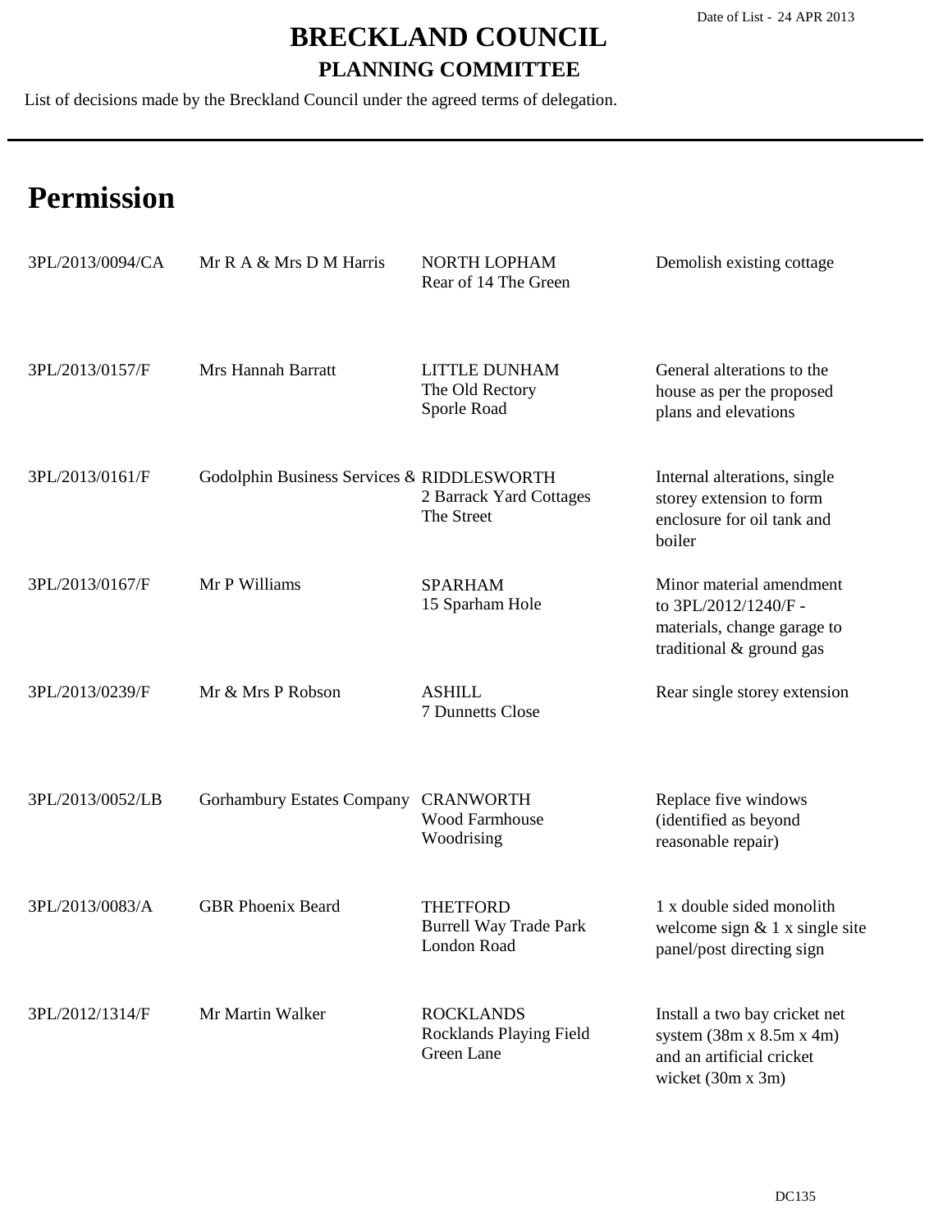Date of List - 24 APR 2013

# BRECKLAND COUNCIL

## PLANNING COMMITTEE

List of decisions made by the Breckland Council under the agreed terms of delegation.

# Permission

| | | | |
|---|---|---|---|
| 3PL/2013/0094/CA | Mr R A & Mrs D M Harris | NORTH LOPHAM<br>Rear of 14 The Green | Demolish existing cottage |
| 3PL/2013/0157/F | Mrs Hannah Barratt | LITTLE DUNHAM<br>The Old Rectory<br>Sporle Road | General alterations to the house as per the proposed plans and elevations |
| 3PL/2013/0161/F | Godolphin Business Services & | RIDDLESWORTH<br>2 Barrack Yard Cottages<br>The Street | Internal alterations, single storey extension to form enclosure for oil tank and boiler |
| 3PL/2013/0167/F | Mr P Williams | SPARHAM<br>15 Sparham Hole | Minor material amendment to 3PL/2012/1240/F - materials, change garage to traditional & ground gas |
| 3PL/2013/0239/F | Mr & Mrs P Robson | ASHILL<br>7 Dunnetts Close | Rear single storey extension |
| 3PL/2013/0052/LB | Gorhambury Estates Company | CRANWORTH<br>Wood Farmhouse<br>Woodrising | Replace five windows (identified as beyond reasonable repair) |
| 3PL/2013/0083/A | GBR Phoenix Beard | THETFORD<br>Burrell Way Trade Park<br>London Road | 1 x double sided monolith welcome sign & 1 x single site panel/post directing sign |
| 3PL/2012/1314/F | Mr Martin Walker | ROCKLANDS<br>Rocklands Playing Field<br>Green Lane | Install a two bay cricket net system (38m x 8.5m x 4m) and an artificial cricket wicket (30m x 3m) |

DC135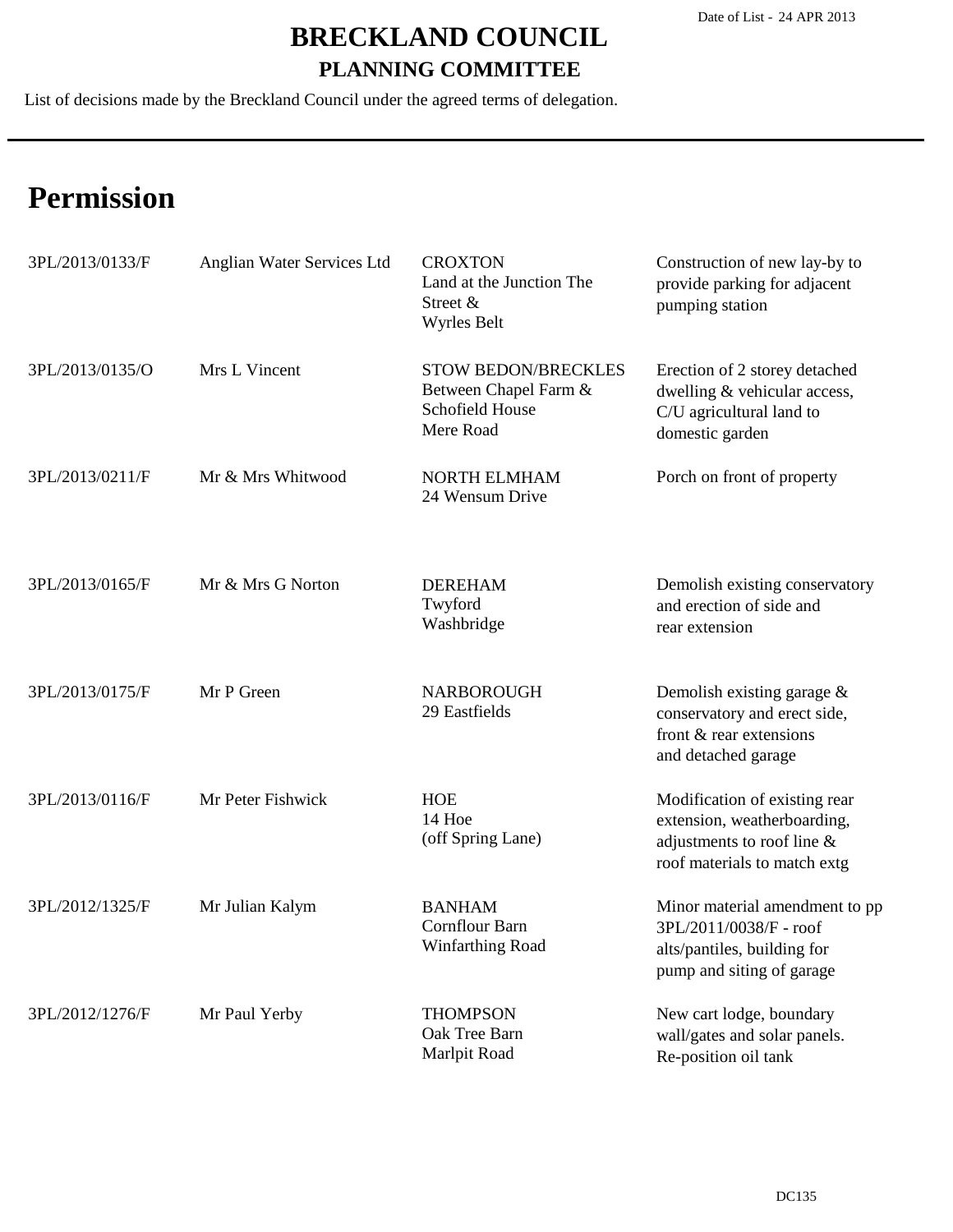Date of List - 24 APR 2013

# BRECKLAND COUNCIL

## PLANNING COMMITTEE

List of decisions made by the Breckland Council under the agreed terms of delegation.

# Permission

| Reference | Applicant | Location | Proposal |
|---|---|---|---|
| 3PL/2013/0133/F | Anglian Water Services Ltd | CROXTON<br>Land at the Junction The Street &<br>Wyrles Belt | Construction of new lay-by to provide parking for adjacent pumping station |
| 3PL/2013/0135/O | Mrs L Vincent | STOW BEDON/BRECKLES<br>Between Chapel Farm &<br>Schofield House<br>Mere Road | Erection of 2 storey detached dwelling & vehicular access, C/U agricultural land to domestic garden |
| 3PL/2013/0211/F | Mr & Mrs Whitwood | NORTH ELMHAM<br>24 Wensum Drive | Porch on front of property |
| 3PL/2013/0165/F | Mr & Mrs G Norton | DEREHAM<br>Twyford<br>Washbridge | Demolish existing conservatory and erection of side and rear extension |
| 3PL/2013/0175/F | Mr P Green | NARBOROUGH<br>29 Eastfields | Demolish existing garage & conservatory and erect side, front & rear extensions and detached garage |
| 3PL/2013/0116/F | Mr Peter Fishwick | HOE<br>14 Hoe<br>(off Spring Lane) | Modification of existing rear extension, weatherboarding, adjustments to roof line & roof materials to match extg |
| 3PL/2012/1325/F | Mr Julian Kalym | BANHAM<br>Cornflour Barn<br>Winfarthing Road | Minor material amendment to pp 3PL/2011/0038/F - roof alts/pantiles, building for pump and siting of garage |
| 3PL/2012/1276/F | Mr Paul Yerby | THOMPSON<br>Oak Tree Barn<br>Marlpit Road | New cart lodge, boundary wall/gates and solar panels. Re-position oil tank |

DC135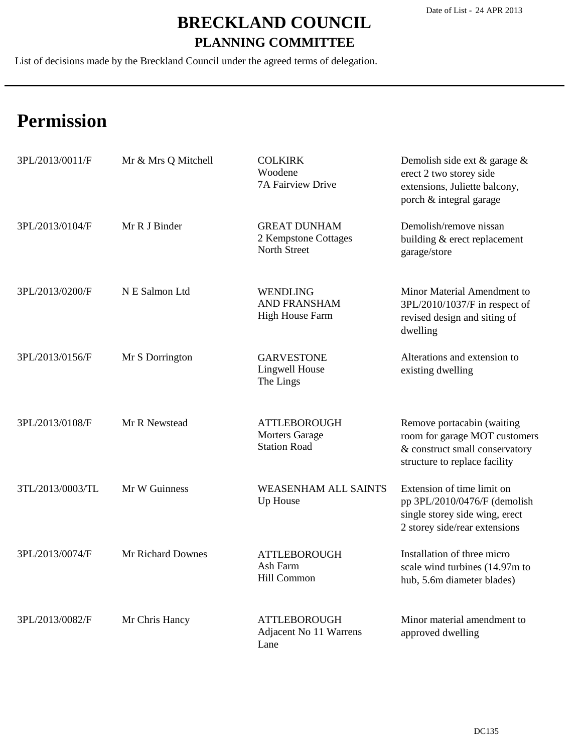# BRECKLAND COUNCIL

## PLANNING COMMITTEE

List of decisions made by the Breckland Council under the agreed terms of delegation.

Date of List - 24 APR 2013

# Permission

| Reference | Applicant | Location | Proposal |
|---|---|---|---|
| 3PL/2013/0011/F | Mr & Mrs Q Mitchell | COLKIRK<br>Woodene<br>7A Fairview Drive | Demolish side ext & garage & erect 2 two storey side extensions, Juliette balcony, porch & integral garage |
| 3PL/2013/0104/F | Mr R J Binder | GREAT DUNHAM<br>2 Kempstone Cottages<br>North Street | Demolish/remove nissan building & erect replacement garage/store |
| 3PL/2013/0200/F | N E Salmon Ltd | WENDLING AND FRANSHAM<br>High House Farm | Minor Material Amendment to 3PL/2010/1037/F in respect of revised design and siting of dwelling |
| 3PL/2013/0156/F | Mr S Dorrington | GARVESTONE<br>Lingwell House<br>The Lings | Alterations and extension to existing dwelling |
| 3PL/2013/0108/F | Mr R Newstead | ATTLEBOROUGH<br>Morters Garage<br>Station Road | Remove portacabin (waiting room for garage MOT customers & construct small conservatory structure to replace facility |
| 3TL/2013/0003/TL | Mr W Guinness | WEASENHAM ALL SAINTS<br>Up House | Extension of time limit on pp 3PL/2010/0476/F (demolish single storey side wing, erect 2 storey side/rear extensions |
| 3PL/2013/0074/F | Mr Richard Downes | ATTLEBOROUGH<br>Ash Farm<br>Hill Common | Installation of three micro scale wind turbines (14.97m to hub, 5.6m diameter blades) |
| 3PL/2013/0082/F | Mr Chris Hancy | ATTLEBOROUGH<br>Adjacent No 11 Warrens Lane | Minor material amendment to approved dwelling |

DC135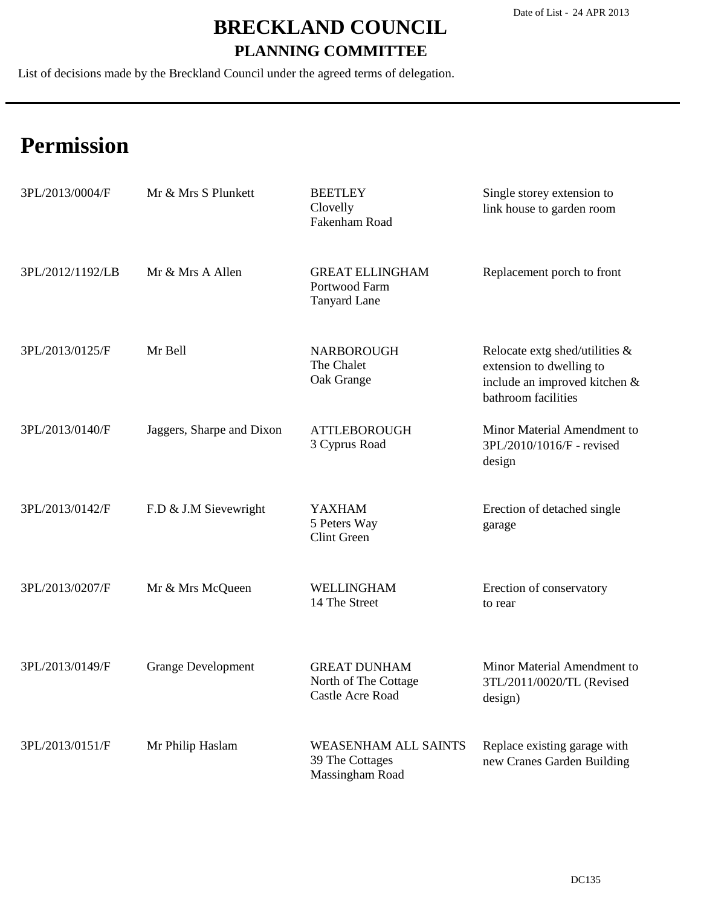Date of List - 24 APR 2013

# BRECKLAND COUNCIL

## PLANNING COMMITTEE

List of decisions made by the Breckland Council under the agreed terms of delegation.

# Permission

| | | | |
|---|---|---|---|
| 3PL/2013/0004/F | Mr & Mrs S Plunkett | BEETLEY<br>Clovelly<br>Fakenham Road | Single storey extension to link house to garden room |
| 3PL/2012/1192/LB | Mr & Mrs A Allen | GREAT ELLINGHAM<br>Portwood Farm<br>Tanyard Lane | Replacement porch to front |
| 3PL/2013/0125/F | Mr Bell | NARBOROUGH<br>The Chalet<br>Oak Grange | Relocate extg shed/utilities & extension to dwelling to include an improved kitchen & bathroom facilities |
| 3PL/2013/0140/F | Jaggers, Sharpe and Dixon | ATTLEBOROUGH<br>3 Cyprus Road | Minor Material Amendment to 3PL/2010/1016/F - revised design |
| 3PL/2013/0142/F | F.D & J.M Sievewright | YAXHAM<br>5 Peters Way<br>Clint Green | Erection of detached single garage |
| 3PL/2013/0207/F | Mr & Mrs McQueen | WELLINGHAM<br>14 The Street | Erection of conservatory to rear |
| 3PL/2013/0149/F | Grange Development | GREAT DUNHAM<br>North of The Cottage<br>Castle Acre Road | Minor Material Amendment to 3TL/2011/0020/TL (Revised design) |
| 3PL/2013/0151/F | Mr Philip Haslam | WEASENHAM ALL SAINTS<br>39 The Cottages<br>Massingham Road | Replace existing garage with new Cranes Garden Building |

DC135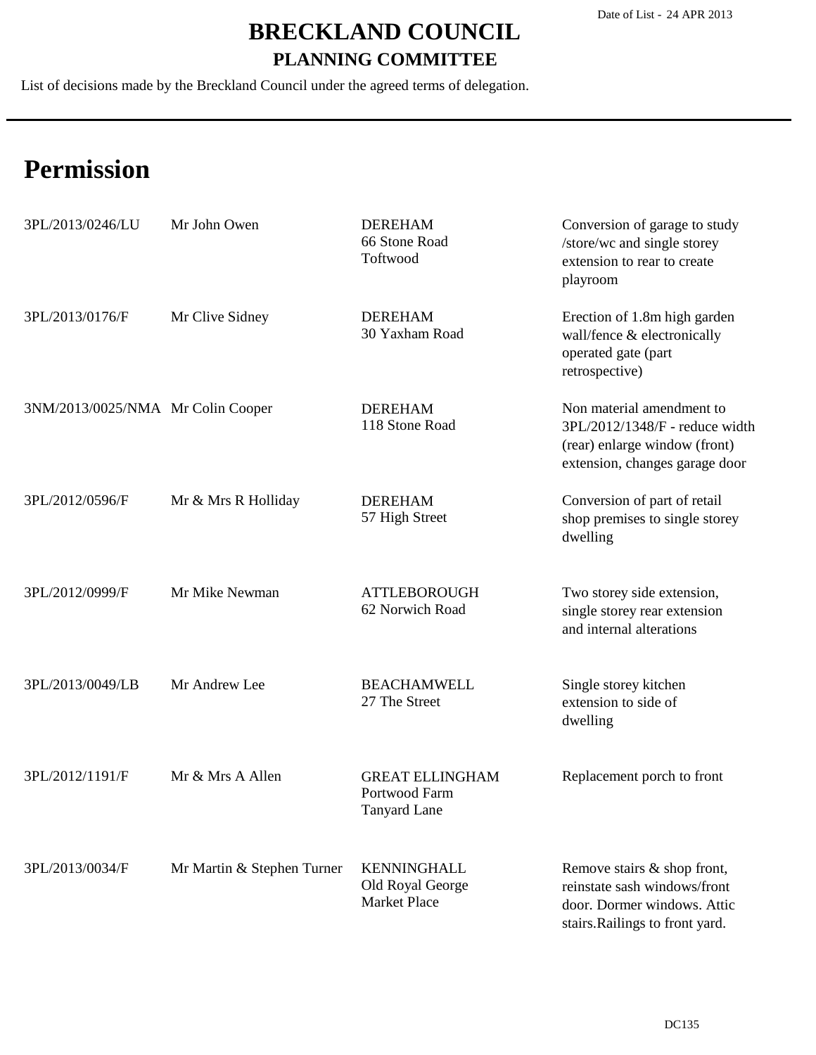Date of List - 24 APR 2013

# BRECKLAND COUNCIL

## PLANNING COMMITTEE

List of decisions made by the Breckland Council under the agreed terms of delegation.

# Permission

| Reference | Applicant | Location | Proposal |
|---|---|---|---|
| 3PL/2013/0246/LU | Mr John Owen | DEREHAM<br>66 Stone Road<br>Toftwood | Conversion of garage to study /store/wc and single storey extension to rear to create playroom |
| 3PL/2013/0176/F | Mr Clive Sidney | DEREHAM<br>30 Yaxham Road | Erection of 1.8m high garden wall/fence & electronically operated gate (part retrospective) |
| 3NM/2013/0025/NMA | Mr Colin Cooper | DEREHAM<br>118 Stone Road | Non material amendment to 3PL/2012/1348/F - reduce width (rear) enlarge window (front) extension, changes garage door |
| 3PL/2012/0596/F | Mr & Mrs R Holliday | DEREHAM<br>57 High Street | Conversion of part of retail shop premises to single storey dwelling |
| 3PL/2012/0999/F | Mr Mike Newman | ATTLEBOROUGH<br>62 Norwich Road | Two storey side extension, single storey rear extension and internal alterations |
| 3PL/2013/0049/LB | Mr Andrew Lee | BEACHAMWELL<br>27 The Street | Single storey kitchen extension to side of dwelling |
| 3PL/2012/1191/F | Mr & Mrs A Allen | GREAT ELLINGHAM<br>Portwood Farm<br>Tanyard Lane | Replacement porch to front |
| 3PL/2013/0034/F | Mr Martin & Stephen Turner | KENNINGHALL<br>Old Royal George<br>Market Place | Remove stairs & shop front, reinstate sash windows/front door. Dormer windows. Attic stairs.Railings to front yard. |

DC135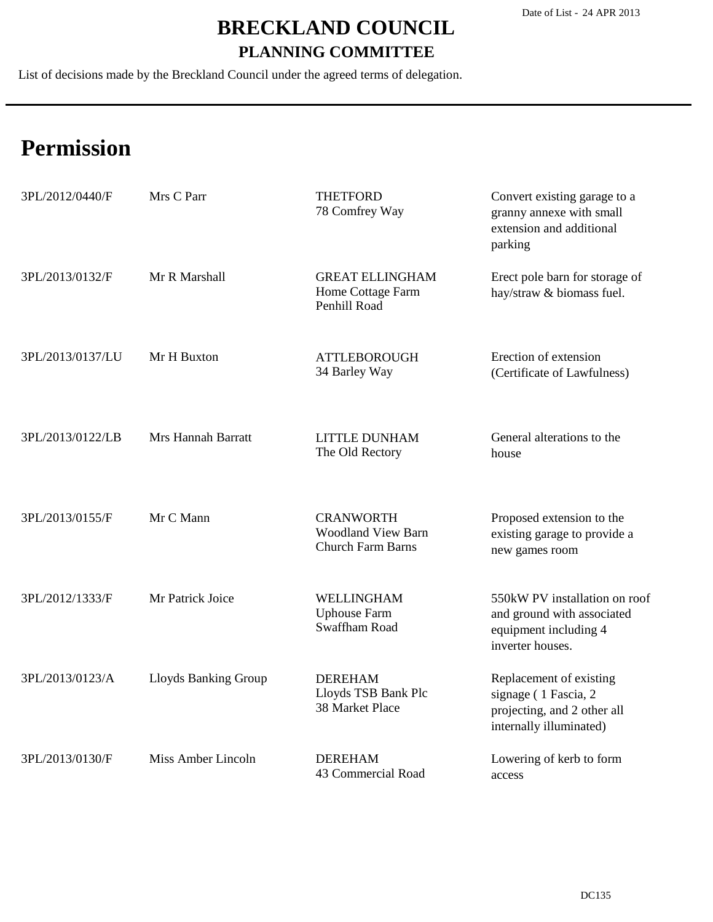Date of List - 24 APR 2013

# BRECKLAND COUNCIL

## PLANNING COMMITTEE

List of decisions made by the Breckland Council under the agreed terms of delegation.

# Permission

| | | | |
|---|---|---|---|
| 3PL/2012/0440/F | Mrs C Parr | THETFORD<br>78 Comfrey Way | Convert existing garage to a granny annexe with small extension and additional parking |
| 3PL/2013/0132/F | Mr R Marshall | GREAT ELLINGHAM<br>Home Cottage Farm<br>Penhill Road | Erect pole barn for storage of hay/straw & biomass fuel. |
| 3PL/2013/0137/LU | Mr H Buxton | ATTLEBOROUGH<br>34 Barley Way | Erection of extension (Certificate of Lawfulness) |
| 3PL/2013/0122/LB | Mrs Hannah Barratt | LITTLE DUNHAM<br>The Old Rectory | General alterations to the house |
| 3PL/2013/0155/F | Mr C Mann | CRANWORTH<br>Woodland View Barn<br>Church Farm Barns | Proposed extension to the existing garage to provide a new games room |
| 3PL/2012/1333/F | Mr Patrick Joice | WELLINGHAM<br>Uphouse Farm<br>Swaffham Road | 550kW PV installation on roof and ground with associated equipment including 4 inverter houses. |
| 3PL/2013/0123/A | Lloyds Banking Group | DEREHAM<br>Lloyds TSB Bank Plc<br>38 Market Place | Replacement of existing signage ( 1 Fascia, 2 projecting, and 2 other all internally illuminated) |
| 3PL/2013/0130/F | Miss Amber Lincoln | DEREHAM<br>43 Commercial Road | Lowering of kerb to form access |

DC135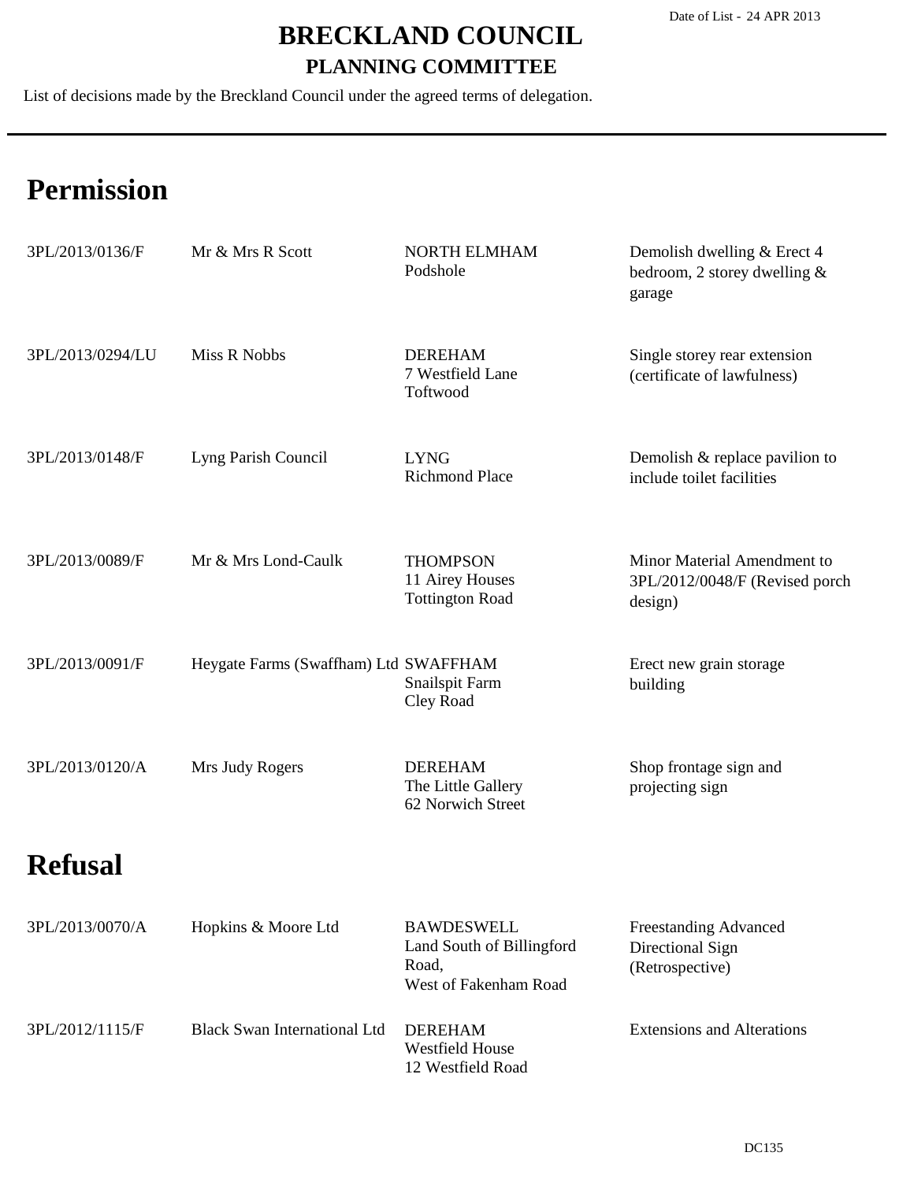Date of List - 24 APR 2013

# BRECKLAND COUNCIL

## PLANNING COMMITTEE

List of decisions made by the Breckland Council under the agreed terms of delegation.

---

# Permission

| | | | |
|---|---|---|---|
| 3PL/2013/0136/F | Mr & Mrs R Scott | NORTH ELMHAM<br>Podshole | Demolish dwelling & Erect 4 bedroom, 2 storey dwelling & garage |
| 3PL/2013/0294/LU | Miss R Nobbs | DEREHAM<br>7 Westfield Lane<br>Toftwood | Single storey rear extension (certificate of lawfulness) |
| 3PL/2013/0148/F | Lyng Parish Council | LYNG<br>Richmond Place | Demolish & replace pavilion to include toilet facilities |
| 3PL/2013/0089/F | Mr & Mrs Lond-Caulk | THOMPSON<br>11 Airey Houses<br>Tottington Road | Minor Material Amendment to 3PL/2012/0048/F (Revised porch design) |
| 3PL/2013/0091/F | Heygate Farms (Swaffham) Ltd | SWAFFHAM<br>Snailspit Farm<br>Cley Road | Erect new grain storage building |
| 3PL/2013/0120/A | Mrs Judy Rogers | DEREHAM<br>The Little Gallery<br>62 Norwich Street | Shop frontage sign and projecting sign |

# Refusal

| | | | |
|---|---|---|---|
| 3PL/2013/0070/A | Hopkins & Moore Ltd | BAWDESWELL<br>Land South of Billingford Road,<br>West of Fakenham Road | Freestanding Advanced Directional Sign (Retrospective) |
| 3PL/2012/1115/F | Black Swan International Ltd | DEREHAM<br>Westfield House<br>12 Westfield Road | Extensions and Alterations |

DC135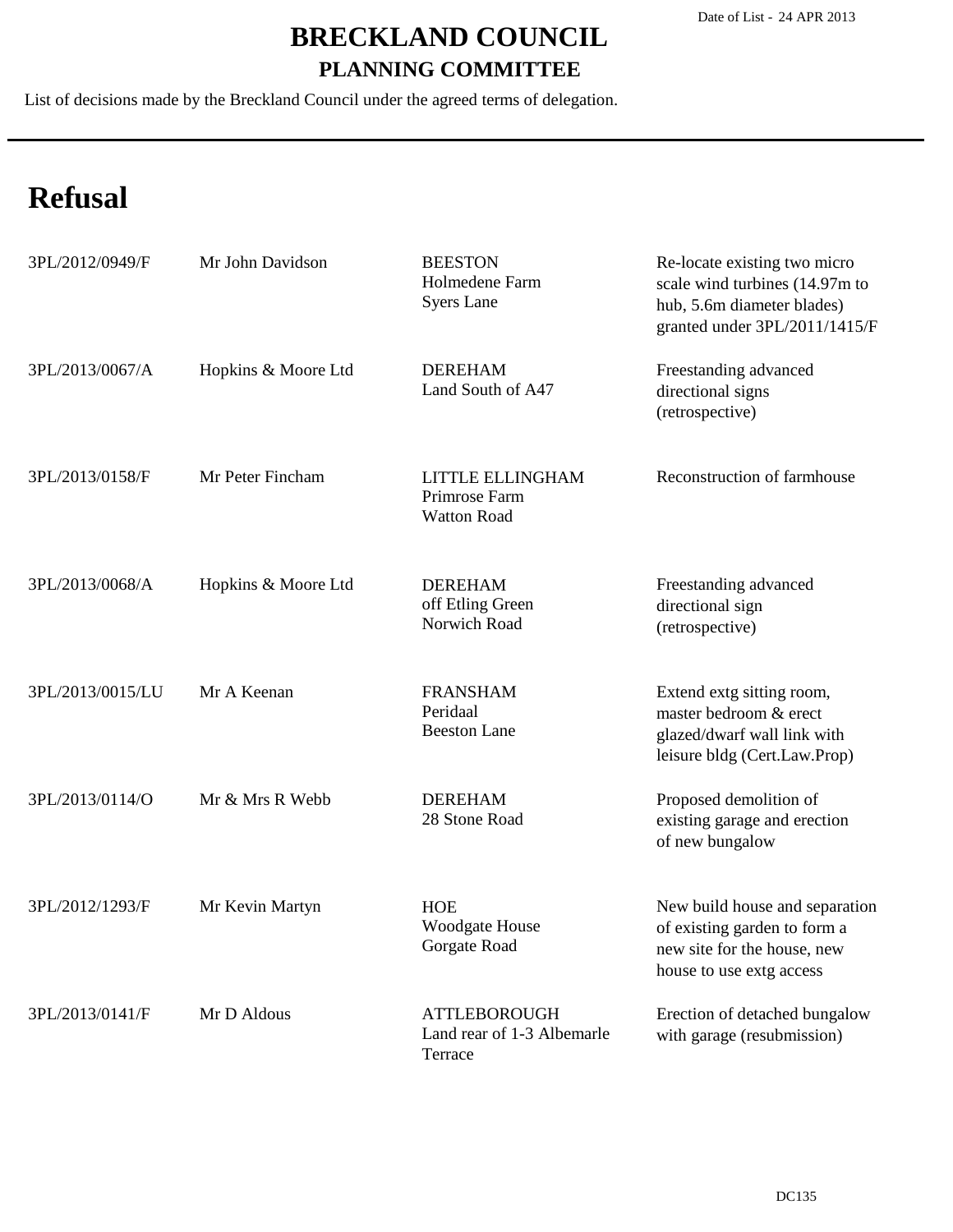Date of List - 24 APR 2013

# BRECKLAND COUNCIL

## PLANNING COMMITTEE

List of decisions made by the Breckland Council under the agreed terms of delegation.

# Refusal

| Reference | Applicant | Location | Proposal |
|---|---|---|---|
| 3PL/2012/0949/F | Mr John Davidson | BEESTON<br>Holmedene Farm<br>Syers Lane | Re-locate existing two micro scale wind turbines (14.97m to hub, 5.6m diameter blades) granted under 3PL/2011/1415/F |
| 3PL/2013/0067/A | Hopkins & Moore Ltd | DEREHAM<br>Land South of A47 | Freestanding advanced directional signs (retrospective) |
| 3PL/2013/0158/F | Mr Peter Fincham | LITTLE ELLINGHAM<br>Primrose Farm<br>Watton Road | Reconstruction of farmhouse |
| 3PL/2013/0068/A | Hopkins & Moore Ltd | DEREHAM<br>off Etling Green<br>Norwich Road | Freestanding advanced directional sign (retrospective) |
| 3PL/2013/0015/LU | Mr A Keenan | FRANSHAM<br>Peridaal<br>Beeston Lane | Extend extg sitting room, master bedroom & erect glazed/dwarf wall link with leisure bldg (Cert.Law.Prop) |
| 3PL/2013/0114/O | Mr & Mrs R Webb | DEREHAM<br>28 Stone Road | Proposed demolition of existing garage and erection of new bungalow |
| 3PL/2012/1293/F | Mr Kevin Martyn | HOE<br>Woodgate House<br>Gorgate Road | New build house and separation of existing garden to form a new site for the house, new house to use extg access |
| 3PL/2013/0141/F | Mr D Aldous | ATTLEBOROUGH<br>Land rear of 1-3 Albemarle Terrace | Erection of detached bungalow with garage (resubmission) |

DC135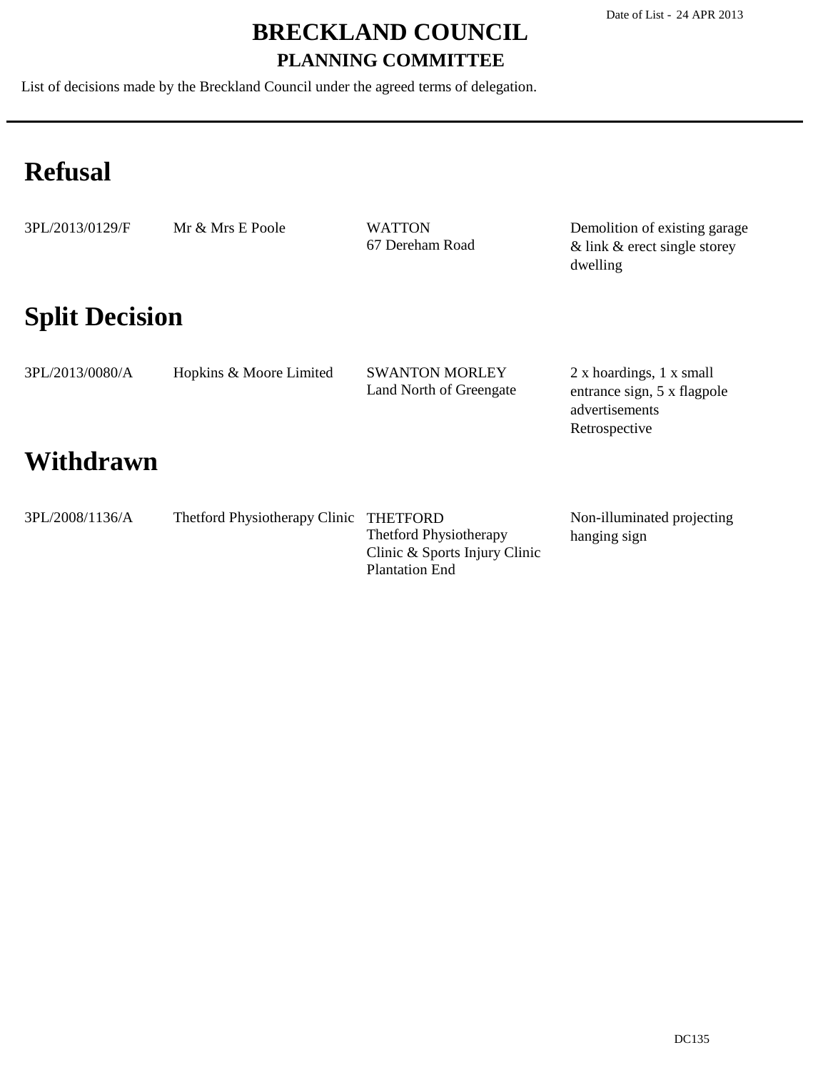Date of List - 24 APR 2013

# BRECKLAND COUNCIL

## PLANNING COMMITTEE

List of decisions made by the Breckland Council under the agreed terms of delegation.

---

## Refusal

| | | | |
|---|---|---|---|
| 3PL/2013/0129/F | Mr & Mrs E Poole | WATTON<br>67 Dereham Road | Demolition of existing garage & link & erect single storey dwelling |

## Split Decision

| | | | |
|---|---|---|---|
| 3PL/2013/0080/A | Hopkins & Moore Limited | SWANTON MORLEY<br>Land North of Greengate | 2 x hoardings, 1 x small entrance sign, 5 x flagpole advertisements<br>Retrospective |

## Withdrawn

| | | | |
|---|---|---|---|
| 3PL/2008/1136/A | Thetford Physiotherapy Clinic | THETFORD<br>Thetford Physiotherapy Clinic & Sports Injury Clinic<br>Plantation End | Non-illuminated projecting hanging sign |

DC135